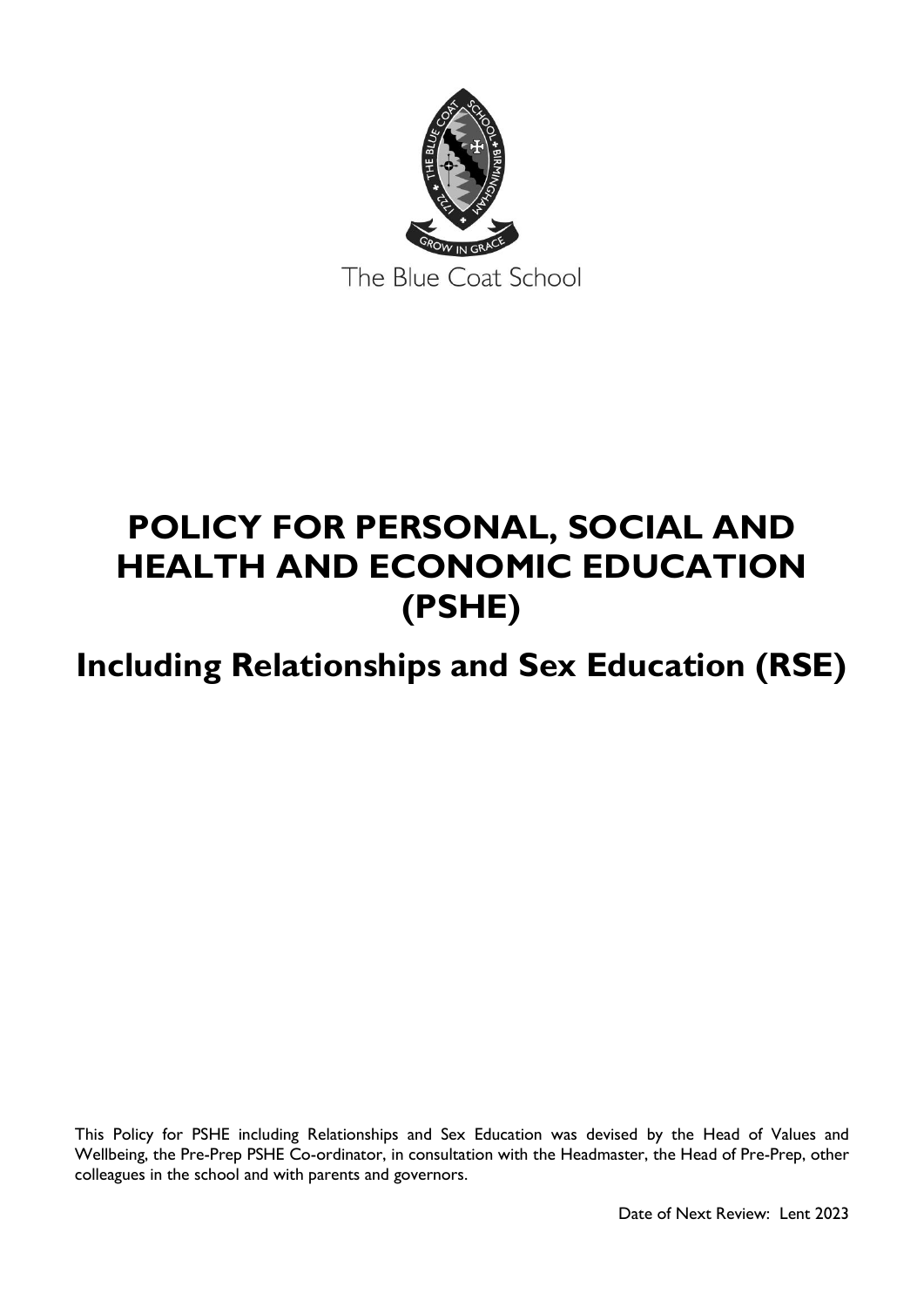The Blue Coat School

# POLICY FOR PERSONAL, SOCIAL AND HEALTH AND ECONOMIC EDUCATION (PSHE)

## Including Relationships and Sex Education (RSE)

This Policy for PSHE including Relationships and Sex Education was devised by the Head of Values and Wellbeing, the Pre-Prep PSHE Co-ordinator, in consultation with the Headmaster, the Head of Pre-Prep, other colleagues in the school and with parents and governors.

Date of Next Review: Lent 2023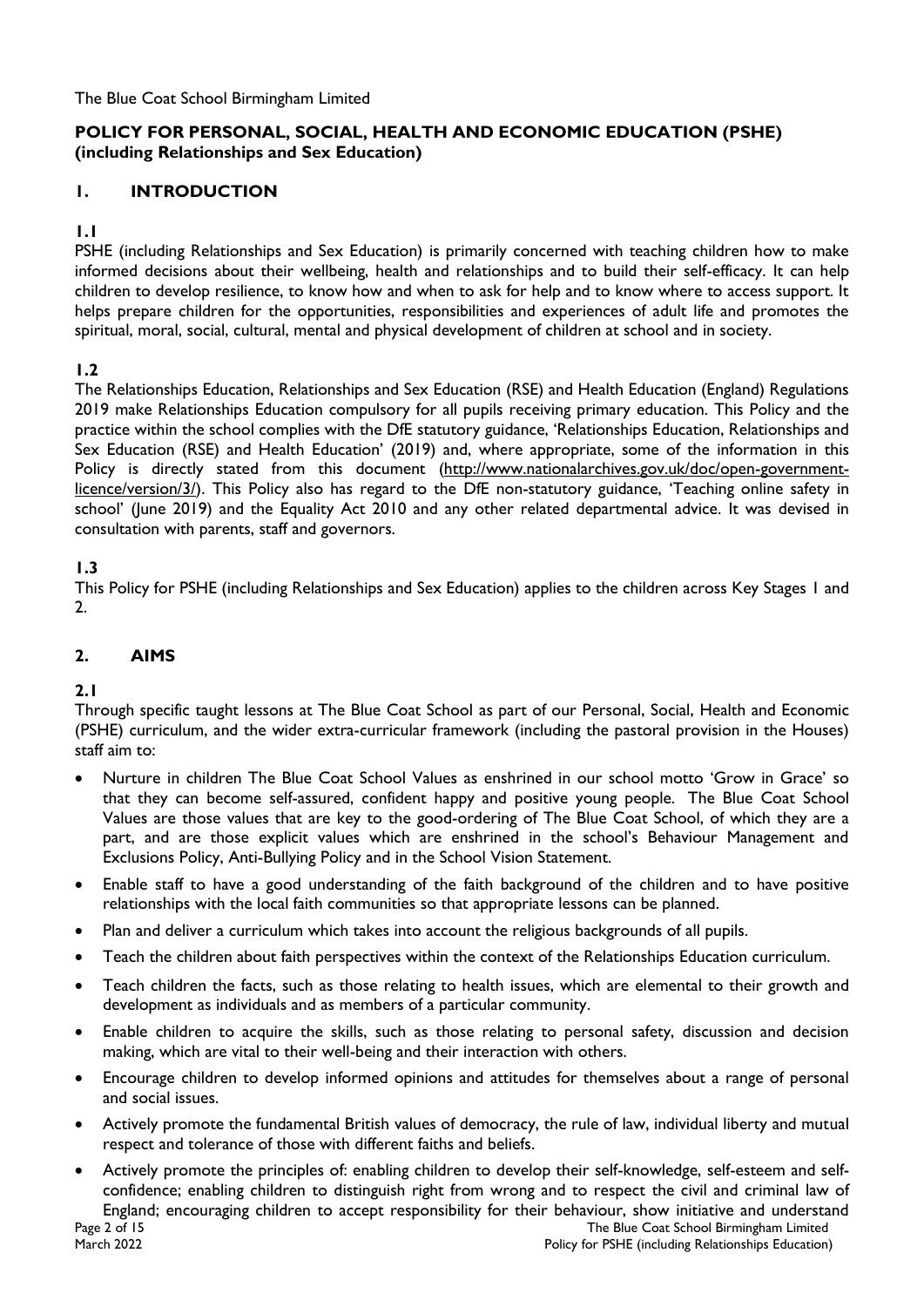The Blue Coat School Birmingham Limited

**POLICY FOR PERSONAL, SOCIAL, HEALTH AND ECONOMIC EDUCATION (PSHE) (including Relationships and Sex Education)**

## 1. INTRODUCTION

**1.1**

PSHE (including Relationships and Sex Education) is primarily concerned with teaching children how to make informed decisions about their wellbeing, health and relationships and to build their self-efficacy. It can help children to develop resilience, to know how and when to ask for help and to know where to access support. It helps prepare children for the opportunities, responsibilities and experiences of adult life and promotes the spiritual, moral, social, cultural, mental and physical development of children at school and in society.

**1.2**

The Relationships Education, Relationships and Sex Education (RSE) and Health Education (England) Regulations 2019 make Relationships Education compulsory for all pupils receiving primary education. This Policy and the practice within the school complies with the DfE statutory guidance, 'Relationships Education, Relationships and Sex Education (RSE) and Health Education' (2019) and, where appropriate, some of the information in this Policy is directly stated from this document (http://www.nationalarchives.gov.uk/doc/open-government-licence/version/3/). This Policy also has regard to the DfE non-statutory guidance, 'Teaching online safety in school' (June 2019) and the Equality Act 2010 and any other related departmental advice. It was devised in consultation with parents, staff and governors.

**1.3**

This Policy for PSHE (including Relationships and Sex Education) applies to the children across Key Stages 1 and 2.

## 2. AIMS

**2.1**

Through specific taught lessons at The Blue Coat School as part of our Personal, Social, Health and Economic (PSHE) curriculum, and the wider extra-curricular framework (including the pastoral provision in the Houses) staff aim to:

- Nurture in children The Blue Coat School Values as enshrined in our school motto 'Grow in Grace' so that they can become self-assured, confident happy and positive young people. The Blue Coat School Values are those values that are key to the good-ordering of The Blue Coat School, of which they are a part, and are those explicit values which are enshrined in the school's Behaviour Management and Exclusions Policy, Anti-Bullying Policy and in the School Vision Statement.
- Enable staff to have a good understanding of the faith background of the children and to have positive relationships with the local faith communities so that appropriate lessons can be planned.
- Plan and deliver a curriculum which takes into account the religious backgrounds of all pupils.
- Teach the children about faith perspectives within the context of the Relationships Education curriculum.
- Teach children the facts, such as those relating to health issues, which are elemental to their growth and development as individuals and as members of a particular community.
- Enable children to acquire the skills, such as those relating to personal safety, discussion and decision making, which are vital to their well-being and their interaction with others.
- Encourage children to develop informed opinions and attitudes for themselves about a range of personal and social issues.
- Actively promote the fundamental British values of democracy, the rule of law, individual liberty and mutual respect and tolerance of those with different faiths and beliefs.
- Actively promote the principles of: enabling children to develop their self-knowledge, self-esteem and self-confidence; enabling children to distinguish right from wrong and to respect the civil and criminal law of England; encouraging children to accept responsibility for their behaviour, show initiative and understand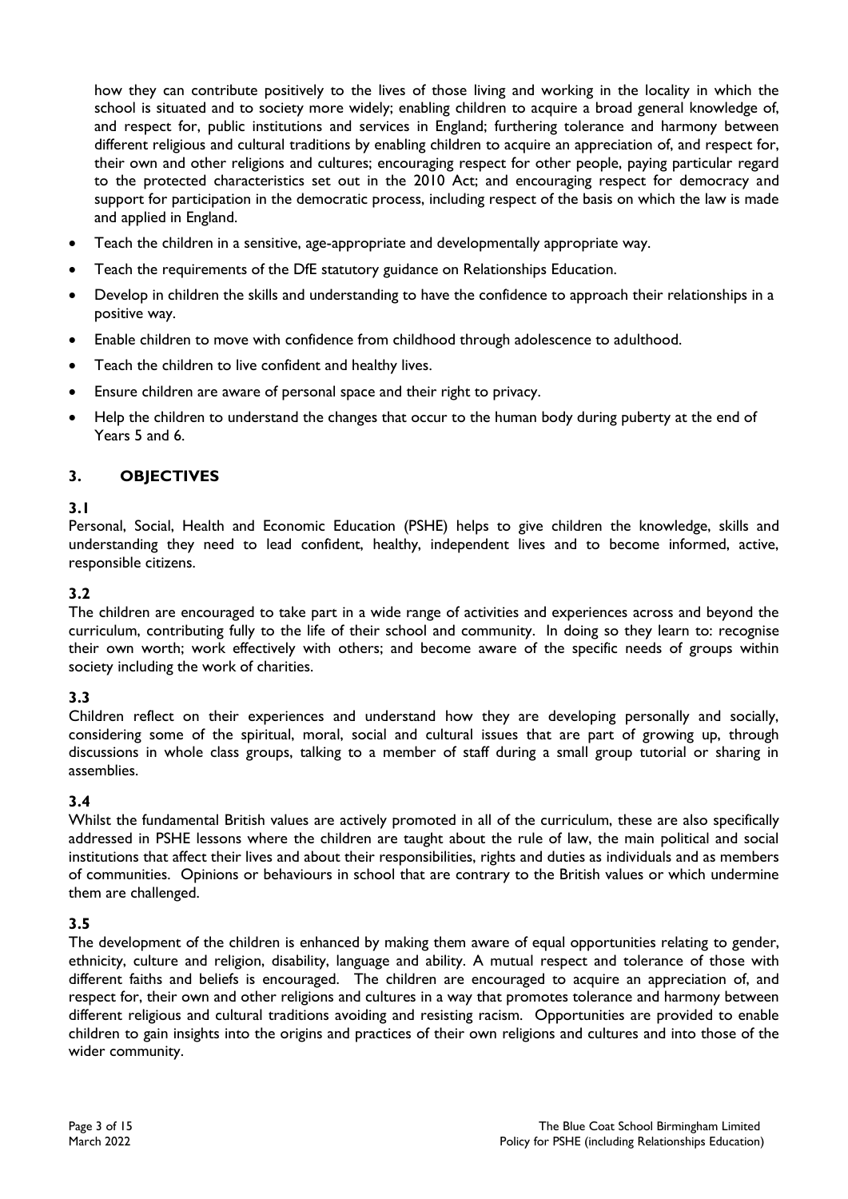how they can contribute positively to the lives of those living and working in the locality in which the school is situated and to society more widely; enabling children to acquire a broad general knowledge of, and respect for, public institutions and services in England; furthering tolerance and harmony between different religious and cultural traditions by enabling children to acquire an appreciation of, and respect for, their own and other religions and cultures; encouraging respect for other people, paying particular regard to the protected characteristics set out in the 2010 Act; and encouraging respect for democracy and support for participation in the democratic process, including respect of the basis on which the law is made and applied in England.

- Teach the children in a sensitive, age-appropriate and developmentally appropriate way.
- Teach the requirements of the DfE statutory guidance on Relationships Education.
- Develop in children the skills and understanding to have the confidence to approach their relationships in a positive way.
- Enable children to move with confidence from childhood through adolescence to adulthood.
- Teach the children to live confident and healthy lives.
- Ensure children are aware of personal space and their right to privacy.
- Help the children to understand the changes that occur to the human body during puberty at the end of Years 5 and 6.

## 3. OBJECTIVES

**3.1**

Personal, Social, Health and Economic Education (PSHE) helps to give children the knowledge, skills and understanding they need to lead confident, healthy, independent lives and to become informed, active, responsible citizens.

**3.2**

The children are encouraged to take part in a wide range of activities and experiences across and beyond the curriculum, contributing fully to the life of their school and community. In doing so they learn to: recognise their own worth; work effectively with others; and become aware of the specific needs of groups within society including the work of charities.

**3.3**

Children reflect on their experiences and understand how they are developing personally and socially, considering some of the spiritual, moral, social and cultural issues that are part of growing up, through discussions in whole class groups, talking to a member of staff during a small group tutorial or sharing in assemblies.

**3.4**

Whilst the fundamental British values are actively promoted in all of the curriculum, these are also specifically addressed in PSHE lessons where the children are taught about the rule of law, the main political and social institutions that affect their lives and about their responsibilities, rights and duties as individuals and as members of communities. Opinions or behaviours in school that are contrary to the British values or which undermine them are challenged.

**3.5**

The development of the children is enhanced by making them aware of equal opportunities relating to gender, ethnicity, culture and religion, disability, language and ability. A mutual respect and tolerance of those with different faiths and beliefs is encouraged. The children are encouraged to acquire an appreciation of, and respect for, their own and other religions and cultures in a way that promotes tolerance and harmony between different religious and cultural traditions avoiding and resisting racism. Opportunities are provided to enable children to gain insights into the origins and practices of their own religions and cultures and into those of the wider community.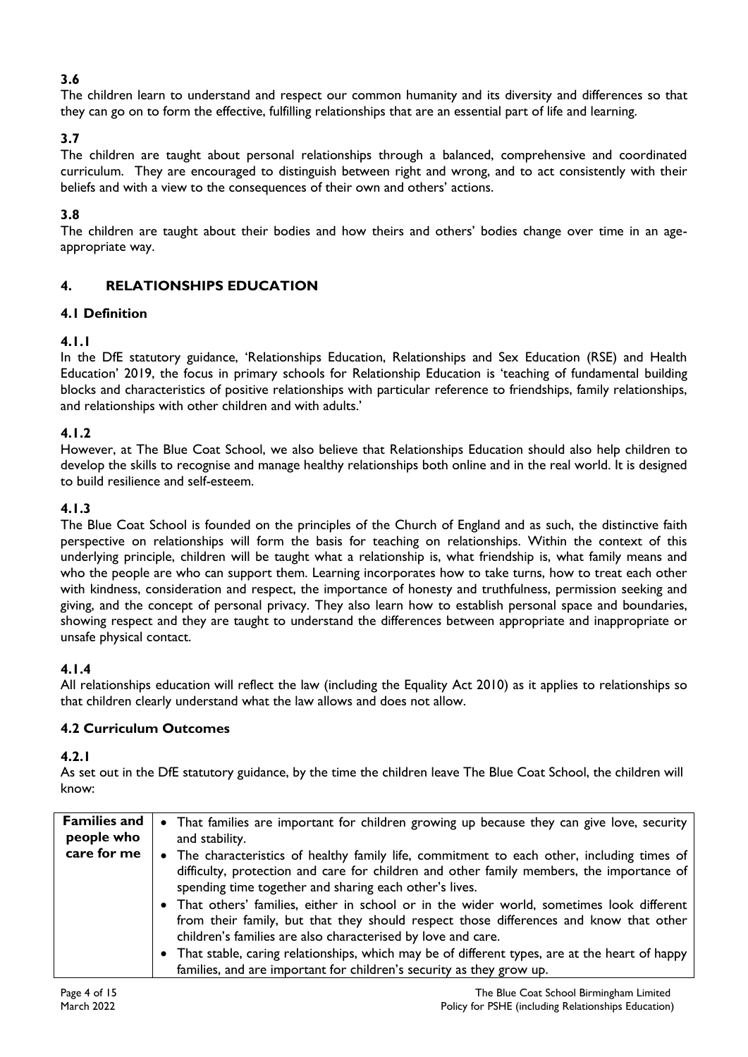**3.6**

The children learn to understand and respect our common humanity and its diversity and differences so that they can go on to form the effective, fulfilling relationships that are an essential part of life and learning.

**3.7**

The children are taught about personal relationships through a balanced, comprehensive and coordinated curriculum. They are encouraged to distinguish between right and wrong, and to act consistently with their beliefs and with a view to the consequences of their own and others' actions.

**3.8**

The children are taught about their bodies and how theirs and others' bodies change over time in an age-appropriate way.

## 4. RELATIONSHIPS EDUCATION

### 4.1 Definition

**4.1.1**

In the DfE statutory guidance, 'Relationships Education, Relationships and Sex Education (RSE) and Health Education' 2019, the focus in primary schools for Relationship Education is 'teaching of fundamental building blocks and characteristics of positive relationships with particular reference to friendships, family relationships, and relationships with other children and with adults.'

**4.1.2**

However, at The Blue Coat School, we also believe that Relationships Education should also help children to develop the skills to recognise and manage healthy relationships both online and in the real world. It is designed to build resilience and self-esteem.

**4.1.3**

The Blue Coat School is founded on the principles of the Church of England and as such, the distinctive faith perspective on relationships will form the basis for teaching on relationships. Within the context of this underlying principle, children will be taught what a relationship is, what friendship is, what family means and who the people are who can support them. Learning incorporates how to take turns, how to treat each other with kindness, consideration and respect, the importance of honesty and truthfulness, permission seeking and giving, and the concept of personal privacy. They also learn how to establish personal space and boundaries, showing respect and they are taught to understand the differences between appropriate and inappropriate or unsafe physical contact.

**4.1.4**

All relationships education will reflect the law (including the Equality Act 2010) as it applies to relationships so that children clearly understand what the law allows and does not allow.

### 4.2 Curriculum Outcomes

**4.2.1**

As set out in the DfE statutory guidance, by the time the children leave The Blue Coat School, the children will know:

| | |
|---|---|
| **Families and people who care for me** | • That families are important for children growing up because they can give love, security and stability.<br>• The characteristics of healthy family life, commitment to each other, including times of difficulty, protection and care for children and other family members, the importance of spending time together and sharing each other's lives.<br>• That others' families, either in school or in the wider world, sometimes look different from their family, but that they should respect those differences and know that other children's families are also characterised by love and care.<br>• That stable, caring relationships, which may be of different types, are at the heart of happy families, and are important for children's security as they grow up. |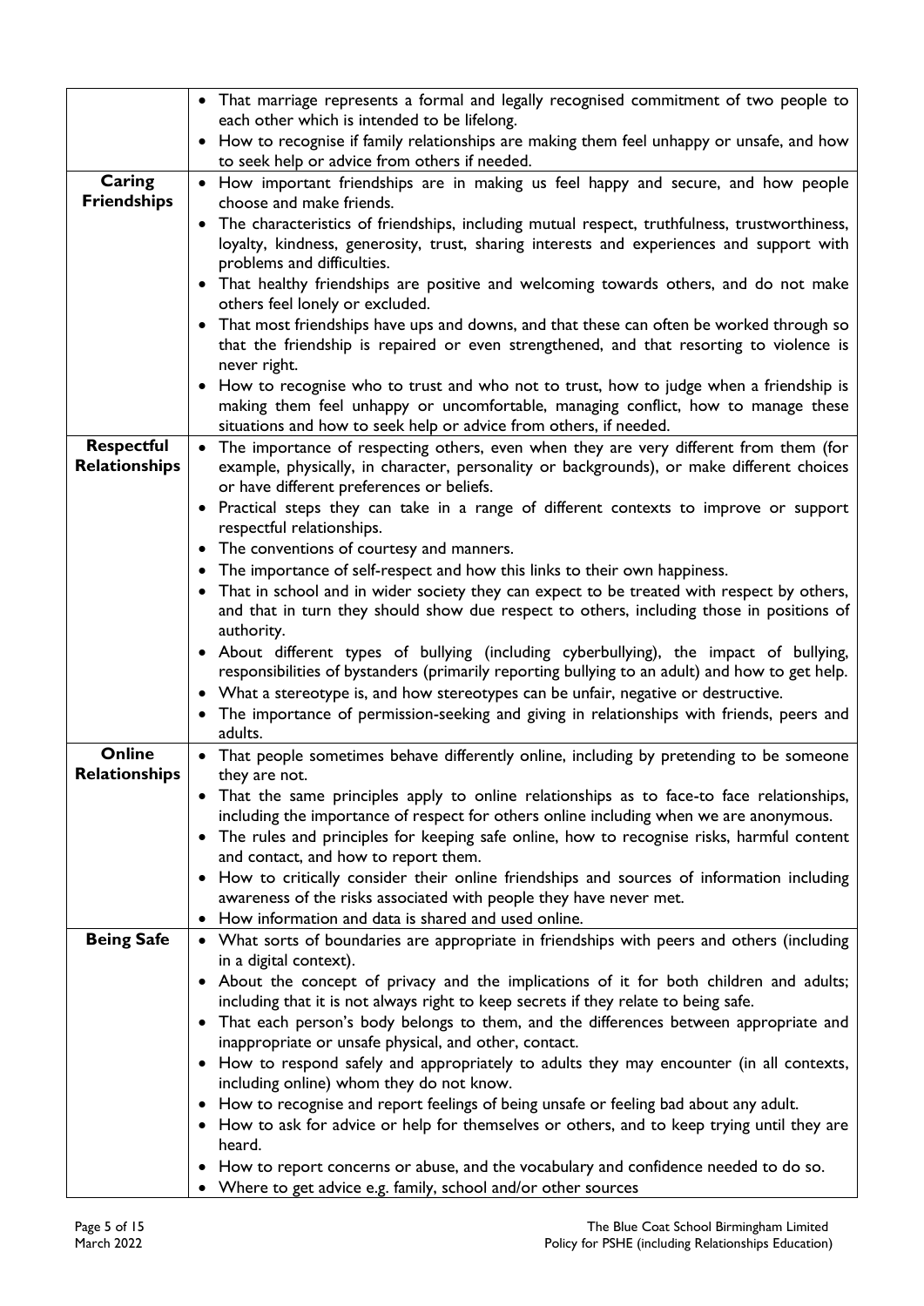| | |
|---|---|
| | • That marriage represents a formal and legally recognised commitment of two people to each other which is intended to be lifelong.<br>• How to recognise if family relationships are making them feel unhappy or unsafe, and how to seek help or advice from others if needed. |
| **Caring Friendships** | • How important friendships are in making us feel happy and secure, and how people choose and make friends.<br>• The characteristics of friendships, including mutual respect, truthfulness, trustworthiness, loyalty, kindness, generosity, trust, sharing interests and experiences and support with problems and difficulties.<br>• That healthy friendships are positive and welcoming towards others, and do not make others feel lonely or excluded.<br>• That most friendships have ups and downs, and that these can often be worked through so that the friendship is repaired or even strengthened, and that resorting to violence is never right.<br>• How to recognise who to trust and who not to trust, how to judge when a friendship is making them feel unhappy or uncomfortable, managing conflict, how to manage these situations and how to seek help or advice from others, if needed. |
| **Respectful Relationships** | • The importance of respecting others, even when they are very different from them (for example, physically, in character, personality or backgrounds), or make different choices or have different preferences or beliefs.<br>• Practical steps they can take in a range of different contexts to improve or support respectful relationships.<br>• The conventions of courtesy and manners.<br>• The importance of self-respect and how this links to their own happiness.<br>• That in school and in wider society they can expect to be treated with respect by others, and that in turn they should show due respect to others, including those in positions of authority.<br>• About different types of bullying (including cyberbullying), the impact of bullying, responsibilities of bystanders (primarily reporting bullying to an adult) and how to get help.<br>• What a stereotype is, and how stereotypes can be unfair, negative or destructive.<br>• The importance of permission-seeking and giving in relationships with friends, peers and adults. |
| **Online Relationships** | • That people sometimes behave differently online, including by pretending to be someone they are not.<br>• That the same principles apply to online relationships as to face-to face relationships, including the importance of respect for others online including when we are anonymous.<br>• The rules and principles for keeping safe online, how to recognise risks, harmful content and contact, and how to report them.<br>• How to critically consider their online friendships and sources of information including awareness of the risks associated with people they have never met.<br>• How information and data is shared and used online. |
| **Being Safe** | • What sorts of boundaries are appropriate in friendships with peers and others (including in a digital context).<br>• About the concept of privacy and the implications of it for both children and adults; including that it is not always right to keep secrets if they relate to being safe.<br>• That each person's body belongs to them, and the differences between appropriate and inappropriate or unsafe physical, and other, contact.<br>• How to respond safely and appropriately to adults they may encounter (in all contexts, including online) whom they do not know.<br>• How to recognise and report feelings of being unsafe or feeling bad about any adult.<br>• How to ask for advice or help for themselves or others, and to keep trying until they are heard.<br>• How to report concerns or abuse, and the vocabulary and confidence needed to do so.<br>• Where to get advice e.g. family, school and/or other sources |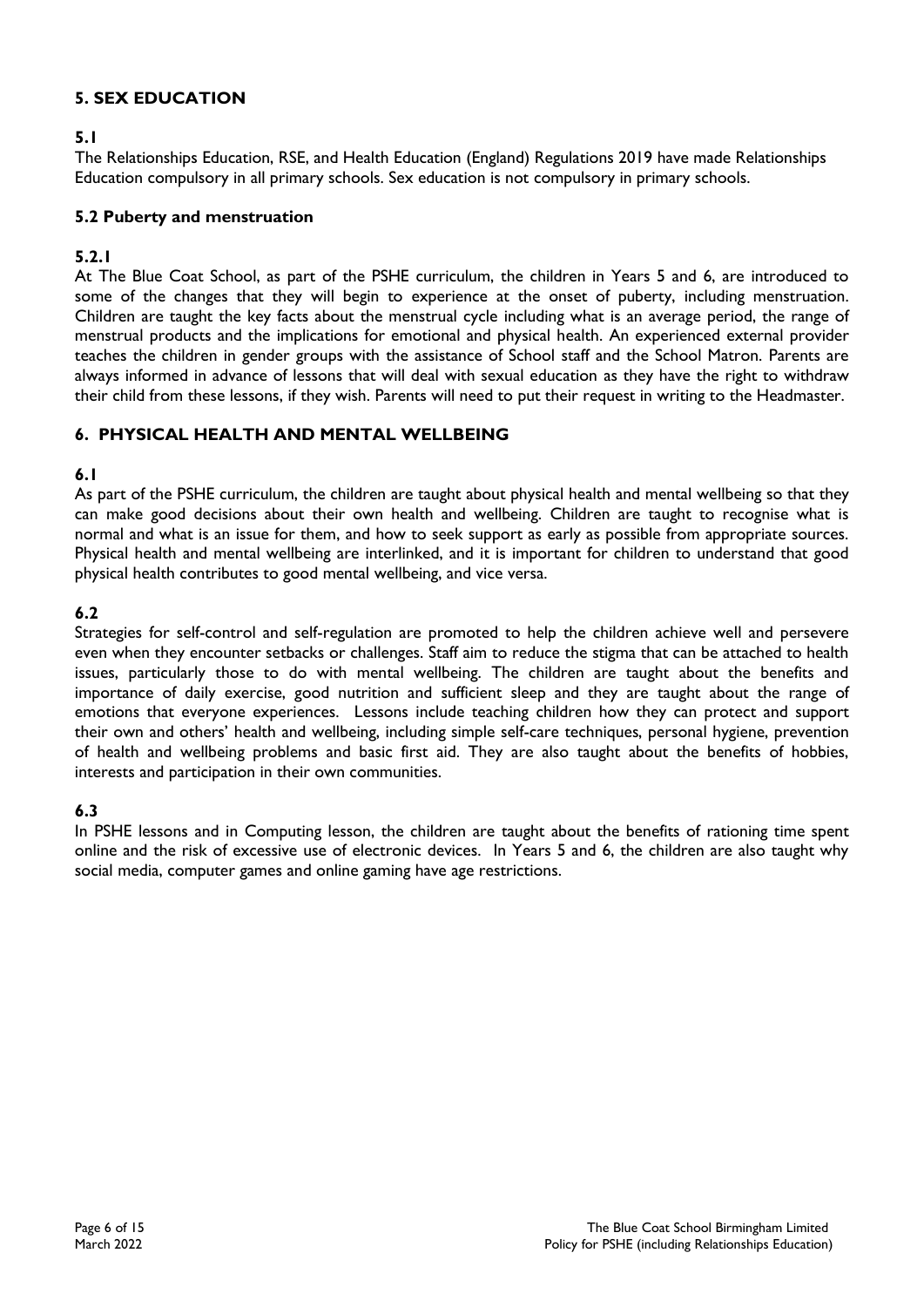## 5. SEX EDUCATION

### 5.1

The Relationships Education, RSE, and Health Education (England) Regulations 2019 have made Relationships Education compulsory in all primary schools. Sex education is not compulsory in primary schools.

### 5.2 Puberty and menstruation

#### 5.2.1

At The Blue Coat School, as part of the PSHE curriculum, the children in Years 5 and 6, are introduced to some of the changes that they will begin to experience at the onset of puberty, including menstruation. Children are taught the key facts about the menstrual cycle including what is an average period, the range of menstrual products and the implications for emotional and physical health. An experienced external provider teaches the children in gender groups with the assistance of School staff and the School Matron. Parents are always informed in advance of lessons that will deal with sexual education as they have the right to withdraw their child from these lessons, if they wish. Parents will need to put their request in writing to the Headmaster.

## 6. PHYSICAL HEALTH AND MENTAL WELLBEING

### 6.1

As part of the PSHE curriculum, the children are taught about physical health and mental wellbeing so that they can make good decisions about their own health and wellbeing. Children are taught to recognise what is normal and what is an issue for them, and how to seek support as early as possible from appropriate sources. Physical health and mental wellbeing are interlinked, and it is important for children to understand that good physical health contributes to good mental wellbeing, and vice versa.

### 6.2

Strategies for self-control and self-regulation are promoted to help the children achieve well and persevere even when they encounter setbacks or challenges. Staff aim to reduce the stigma that can be attached to health issues, particularly those to do with mental wellbeing. The children are taught about the benefits and importance of daily exercise, good nutrition and sufficient sleep and they are taught about the range of emotions that everyone experiences. Lessons include teaching children how they can protect and support their own and others' health and wellbeing, including simple self-care techniques, personal hygiene, prevention of health and wellbeing problems and basic first aid. They are also taught about the benefits of hobbies, interests and participation in their own communities.

### 6.3

In PSHE lessons and in Computing lesson, the children are taught about the benefits of rationing time spent online and the risk of excessive use of electronic devices. In Years 5 and 6, the children are also taught why social media, computer games and online gaming have age restrictions.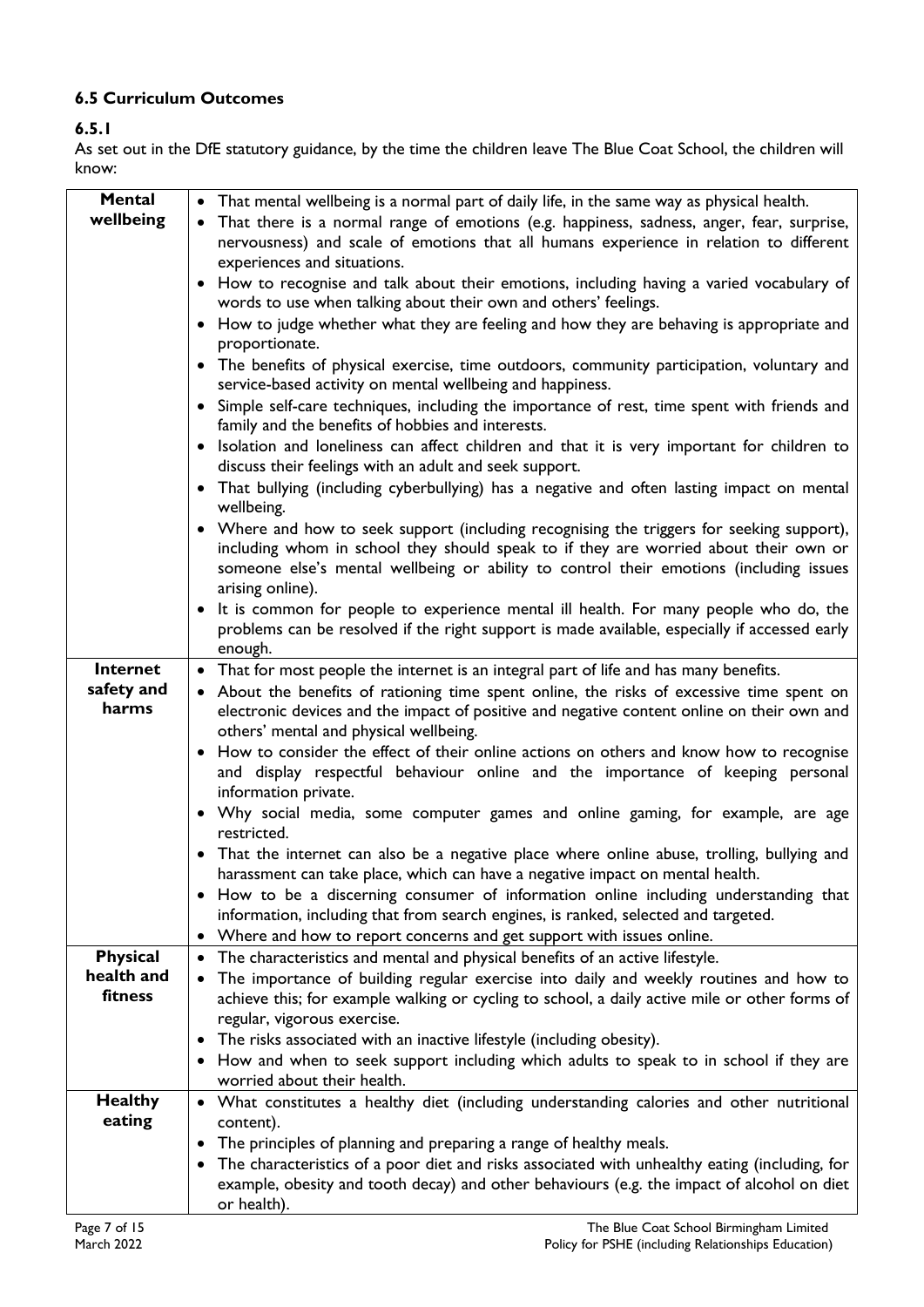### 6.5 Curriculum Outcomes

#### 6.5.1

As set out in the DfE statutory guidance, by the time the children leave The Blue Coat School, the children will know:

| | |
|---|---|
| **Mental wellbeing** | • That mental wellbeing is a normal part of daily life, in the same way as physical health.<br>• That there is a normal range of emotions (e.g. happiness, sadness, anger, fear, surprise, nervousness) and scale of emotions that all humans experience in relation to different experiences and situations.<br>• How to recognise and talk about their emotions, including having a varied vocabulary of words to use when talking about their own and others' feelings.<br>• How to judge whether what they are feeling and how they are behaving is appropriate and proportionate.<br>• The benefits of physical exercise, time outdoors, community participation, voluntary and service-based activity on mental wellbeing and happiness.<br>• Simple self-care techniques, including the importance of rest, time spent with friends and family and the benefits of hobbies and interests.<br>• Isolation and loneliness can affect children and that it is very important for children to discuss their feelings with an adult and seek support.<br>• That bullying (including cyberbullying) has a negative and often lasting impact on mental wellbeing.<br>• Where and how to seek support (including recognising the triggers for seeking support), including whom in school they should speak to if they are worried about their own or someone else's mental wellbeing or ability to control their emotions (including issues arising online).<br>• It is common for people to experience mental ill health. For many people who do, the problems can be resolved if the right support is made available, especially if accessed early enough. |
| **Internet safety and harms** | • That for most people the internet is an integral part of life and has many benefits.<br>• About the benefits of rationing time spent online, the risks of excessive time spent on electronic devices and the impact of positive and negative content online on their own and others' mental and physical wellbeing.<br>• How to consider the effect of their online actions on others and know how to recognise and display respectful behaviour online and the importance of keeping personal information private.<br>• Why social media, some computer games and online gaming, for example, are age restricted.<br>• That the internet can also be a negative place where online abuse, trolling, bullying and harassment can take place, which can have a negative impact on mental health.<br>• How to be a discerning consumer of information online including understanding that information, including that from search engines, is ranked, selected and targeted.<br>• Where and how to report concerns and get support with issues online. |
| **Physical health and fitness** | • The characteristics and mental and physical benefits of an active lifestyle.<br>• The importance of building regular exercise into daily and weekly routines and how to achieve this; for example walking or cycling to school, a daily active mile or other forms of regular, vigorous exercise.<br>• The risks associated with an inactive lifestyle (including obesity).<br>• How and when to seek support including which adults to speak to in school if they are worried about their health. |
| **Healthy eating** | • What constitutes a healthy diet (including understanding calories and other nutritional content).<br>• The principles of planning and preparing a range of healthy meals.<br>• The characteristics of a poor diet and risks associated with unhealthy eating (including, for example, obesity and tooth decay) and other behaviours (e.g. the impact of alcohol on diet or health). |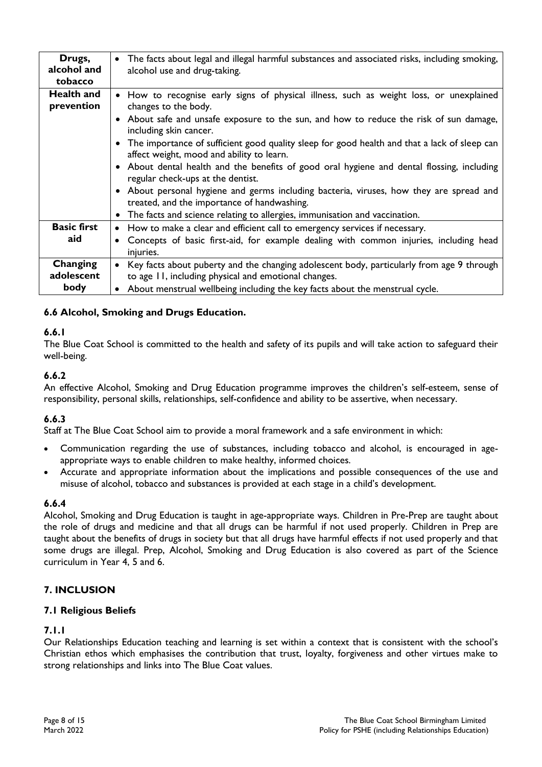| Drugs, alcohol and tobacco | • The facts about legal and illegal harmful substances and associated risks, including smoking, alcohol use and drug-taking. |
|---|---|
| Health and prevention | • How to recognise early signs of physical illness, such as weight loss, or unexplained changes to the body.<br>• About safe and unsafe exposure to the sun, and how to reduce the risk of sun damage, including skin cancer.<br>• The importance of sufficient good quality sleep for good health and that a lack of sleep can affect weight, mood and ability to learn.<br>• About dental health and the benefits of good oral hygiene and dental flossing, including regular check-ups at the dentist.<br>• About personal hygiene and germs including bacteria, viruses, how they are spread and treated, and the importance of handwashing.<br>• The facts and science relating to allergies, immunisation and vaccination. |
| Basic first aid | • How to make a clear and efficient call to emergency services if necessary.<br>• Concepts of basic first-aid, for example dealing with common injuries, including head injuries. |
| Changing adolescent body | • Key facts about puberty and the changing adolescent body, particularly from age 9 through to age 11, including physical and emotional changes.<br>• About menstrual wellbeing including the key facts about the menstrual cycle. |

### 6.6 Alcohol, Smoking and Drugs Education.

**6.6.1**

The Blue Coat School is committed to the health and safety of its pupils and will take action to safeguard their well-being.

**6.6.2**

An effective Alcohol, Smoking and Drug Education programme improves the children's self-esteem, sense of responsibility, personal skills, relationships, self-confidence and ability to be assertive, when necessary.

**6.6.3**

Staff at The Blue Coat School aim to provide a moral framework and a safe environment in which:

- Communication regarding the use of substances, including tobacco and alcohol, is encouraged in age-appropriate ways to enable children to make healthy, informed choices.
- Accurate and appropriate information about the implications and possible consequences of the use and misuse of alcohol, tobacco and substances is provided at each stage in a child's development.

**6.6.4**

Alcohol, Smoking and Drug Education is taught in age-appropriate ways. Children in Pre-Prep are taught about the role of drugs and medicine and that all drugs can be harmful if not used properly. Children in Prep are taught about the benefits of drugs in society but that all drugs have harmful effects if not used properly and that some drugs are illegal. Prep, Alcohol, Smoking and Drug Education is also covered as part of the Science curriculum in Year 4, 5 and 6.

## 7. INCLUSION

### 7.1 Religious Beliefs

**7.1.1**

Our Relationships Education teaching and learning is set within a context that is consistent with the school's Christian ethos which emphasises the contribution that trust, loyalty, forgiveness and other virtues make to strong relationships and links into The Blue Coat values.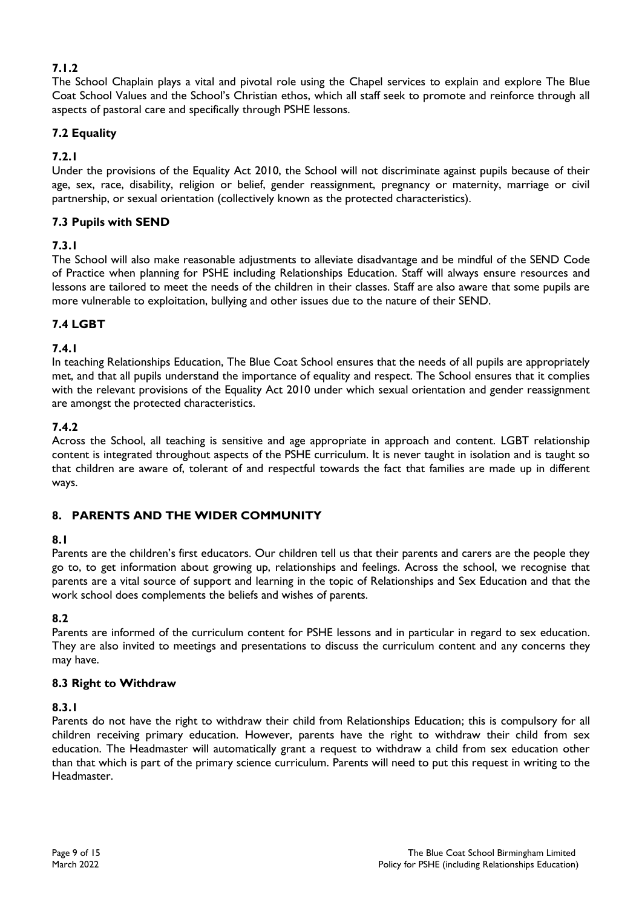**7.1.2**

The School Chaplain plays a vital and pivotal role using the Chapel services to explain and explore The Blue Coat School Values and the School's Christian ethos, which all staff seek to promote and reinforce through all aspects of pastoral care and specifically through PSHE lessons.

### 7.2 Equality

**7.2.1**

Under the provisions of the Equality Act 2010, the School will not discriminate against pupils because of their age, sex, race, disability, religion or belief, gender reassignment, pregnancy or maternity, marriage or civil partnership, or sexual orientation (collectively known as the protected characteristics).

### 7.3 Pupils with SEND

**7.3.1**

The School will also make reasonable adjustments to alleviate disadvantage and be mindful of the SEND Code of Practice when planning for PSHE including Relationships Education. Staff will always ensure resources and lessons are tailored to meet the needs of the children in their classes. Staff are also aware that some pupils are more vulnerable to exploitation, bullying and other issues due to the nature of their SEND.

### 7.4 LGBT

**7.4.1**

In teaching Relationships Education, The Blue Coat School ensures that the needs of all pupils are appropriately met, and that all pupils understand the importance of equality and respect. The School ensures that it complies with the relevant provisions of the Equality Act 2010 under which sexual orientation and gender reassignment are amongst the protected characteristics.

**7.4.2**

Across the School, all teaching is sensitive and age appropriate in approach and content. LGBT relationship content is integrated throughout aspects of the PSHE curriculum. It is never taught in isolation and is taught so that children are aware of, tolerant of and respectful towards the fact that families are made up in different ways.

## 8. PARENTS AND THE WIDER COMMUNITY

**8.1**

Parents are the children's first educators. Our children tell us that their parents and carers are the people they go to, to get information about growing up, relationships and feelings. Across the school, we recognise that parents are a vital source of support and learning in the topic of Relationships and Sex Education and that the work school does complements the beliefs and wishes of parents.

**8.2**

Parents are informed of the curriculum content for PSHE lessons and in particular in regard to sex education. They are also invited to meetings and presentations to discuss the curriculum content and any concerns they may have.

### 8.3 Right to Withdraw

**8.3.1**

Parents do not have the right to withdraw their child from Relationships Education; this is compulsory for all children receiving primary education. However, parents have the right to withdraw their child from sex education. The Headmaster will automatically grant a request to withdraw a child from sex education other than that which is part of the primary science curriculum. Parents will need to put this request in writing to the Headmaster.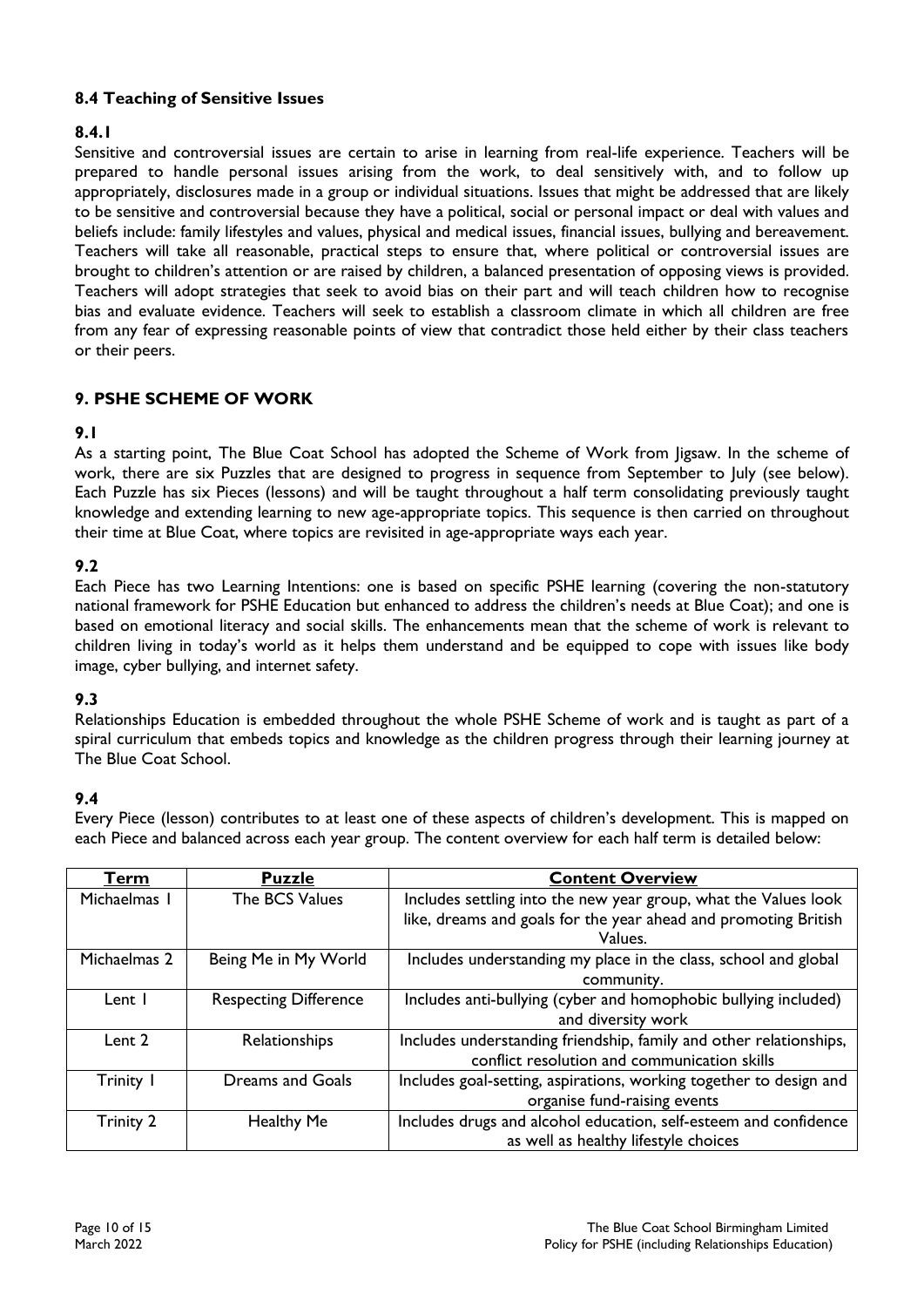### 8.4 Teaching of Sensitive Issues

#### 8.4.1

Sensitive and controversial issues are certain to arise in learning from real-life experience. Teachers will be prepared to handle personal issues arising from the work, to deal sensitively with, and to follow up appropriately, disclosures made in a group or individual situations. Issues that might be addressed that are likely to be sensitive and controversial because they have a political, social or personal impact or deal with values and beliefs include: family lifestyles and values, physical and medical issues, financial issues, bullying and bereavement. Teachers will take all reasonable, practical steps to ensure that, where political or controversial issues are brought to children's attention or are raised by children, a balanced presentation of opposing views is provided. Teachers will adopt strategies that seek to avoid bias on their part and will teach children how to recognise bias and evaluate evidence. Teachers will seek to establish a classroom climate in which all children are free from any fear of expressing reasonable points of view that contradict those held either by their class teachers or their peers.

## 9. PSHE SCHEME OF WORK

#### 9.1

As a starting point, The Blue Coat School has adopted the Scheme of Work from Jigsaw. In the scheme of work, there are six Puzzles that are designed to progress in sequence from September to July (see below). Each Puzzle has six Pieces (lessons) and will be taught throughout a half term consolidating previously taught knowledge and extending learning to new age-appropriate topics. This sequence is then carried on throughout their time at Blue Coat, where topics are revisited in age-appropriate ways each year.

#### 9.2

Each Piece has two Learning Intentions: one is based on specific PSHE learning (covering the non-statutory national framework for PSHE Education but enhanced to address the children's needs at Blue Coat); and one is based on emotional literacy and social skills. The enhancements mean that the scheme of work is relevant to children living in today's world as it helps them understand and be equipped to cope with issues like body image, cyber bullying, and internet safety.

#### 9.3

Relationships Education is embedded throughout the whole PSHE Scheme of work and is taught as part of a spiral curriculum that embeds topics and knowledge as the children progress through their learning journey at The Blue Coat School.

#### 9.4

Every Piece (lesson) contributes to at least one of these aspects of children's development. This is mapped on each Piece and balanced across each year group. The content overview for each half term is detailed below:

| Term | Puzzle | Content Overview |
|---|---|---|
| Michaelmas 1 | The BCS Values | Includes settling into the new year group, what the Values look like, dreams and goals for the year ahead and promoting British Values. |
| Michaelmas 2 | Being Me in My World | Includes understanding my place in the class, school and global community. |
| Lent 1 | Respecting Difference | Includes anti-bullying (cyber and homophobic bullying included) and diversity work |
| Lent 2 | Relationships | Includes understanding friendship, family and other relationships, conflict resolution and communication skills |
| Trinity 1 | Dreams and Goals | Includes goal-setting, aspirations, working together to design and organise fund-raising events |
| Trinity 2 | Healthy Me | Includes drugs and alcohol education, self-esteem and confidence as well as healthy lifestyle choices |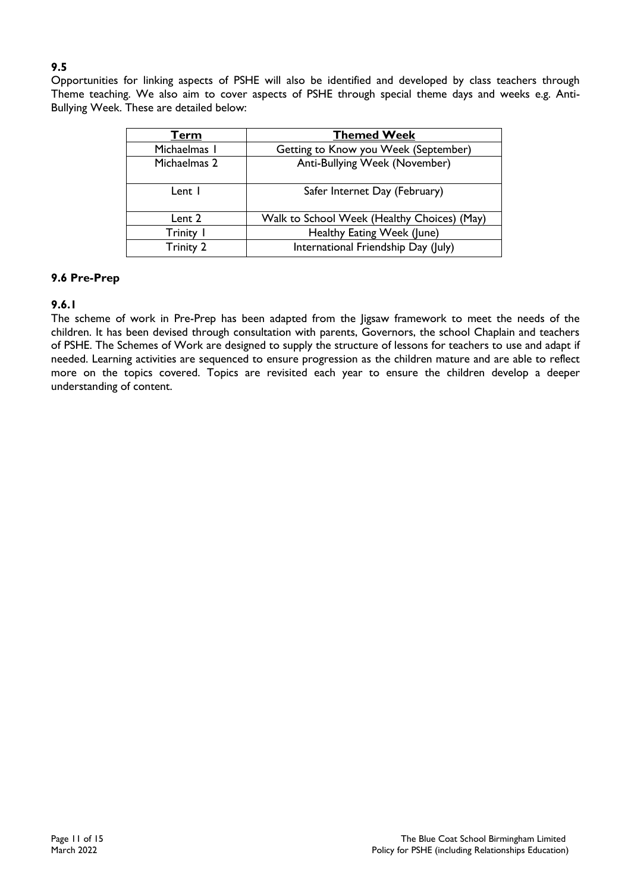**9.5**

Opportunities for linking aspects of PSHE will also be identified and developed by class teachers through Theme teaching. We also aim to cover aspects of PSHE through special theme days and weeks e.g. Anti-Bullying Week. These are detailed below:

| Term | Themed Week |
|---|---|
| Michaelmas 1 | Getting to Know you Week (September) |
| Michaelmas 2 | Anti-Bullying Week (November) |
| Lent 1 | Safer Internet Day (February) |
| Lent 2 | Walk to School Week (Healthy Choices) (May) |
| Trinity 1 | Healthy Eating Week (June) |
| Trinity 2 | International Friendship Day (July) |

### 9.6 Pre-Prep

**9.6.1**

The scheme of work in Pre-Prep has been adapted from the Jigsaw framework to meet the needs of the children. It has been devised through consultation with parents, Governors, the school Chaplain and teachers of PSHE. The Schemes of Work are designed to supply the structure of lessons for teachers to use and adapt if needed. Learning activities are sequenced to ensure progression as the children mature and are able to reflect more on the topics covered. Topics are revisited each year to ensure the children develop a deeper understanding of content.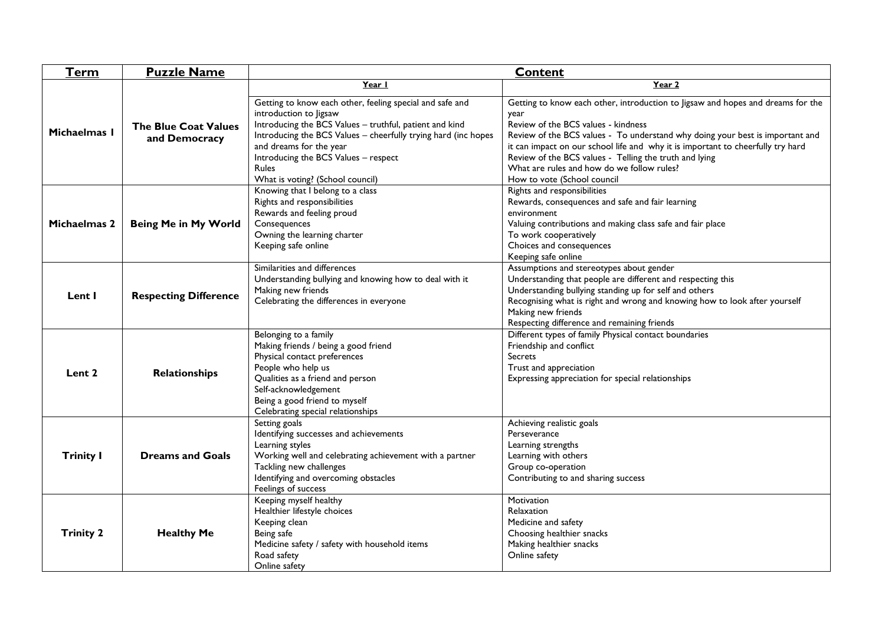| **Term** | **Puzzle Name** | **Content** | |
|---|---|---|---|
| | | **Year 1** | **Year 2** |
| **Michaelmas 1** | **The Blue Coat Values and Democracy** | Getting to know each other, feeling special and safe and introduction to Jigsaw<br>Introducing the BCS Values – truthful, patient and kind<br>Introducing the BCS Values – cheerfully trying hard (inc hopes and dreams for the year<br>Introducing the BCS Values – respect<br>Rules<br>What is voting? (School council) | Getting to know each other, introduction to Jigsaw and hopes and dreams for the year<br>Review of the BCS values - kindness<br>Review of the BCS values - To understand why doing your best is important and it can impact on our school life and why it is important to cheerfully try hard<br>Review of the BCS values - Telling the truth and lying<br>What are rules and how do we follow rules?<br>How to vote (School council |
| **Michaelmas 2** | **Being Me in My World** | Knowing that I belong to a class<br>Rights and responsibilities<br>Rewards and feeling proud<br>Consequences<br>Owning the learning charter<br>Keeping safe online | Rights and responsibilities<br>Rewards, consequences and safe and fair learning environment<br>Valuing contributions and making class safe and fair place<br>To work cooperatively<br>Choices and consequences<br>Keeping safe online |
| **Lent 1** | **Respecting Difference** | Similarities and differences<br>Understanding bullying and knowing how to deal with it<br>Making new friends<br>Celebrating the differences in everyone | Assumptions and stereotypes about gender<br>Understanding that people are different and respecting this<br>Understanding bullying standing up for self and others<br>Recognising what is right and wrong and knowing how to look after yourself<br>Making new friends<br>Respecting difference and remaining friends |
| **Lent 2** | **Relationships** | Belonging to a family<br>Making friends / being a good friend<br>Physical contact preferences<br>People who help us<br>Qualities as a friend and person<br>Self-acknowledgement<br>Being a good friend to myself<br>Celebrating special relationships | Different types of family Physical contact boundaries<br>Friendship and conflict<br>Secrets<br>Trust and appreciation<br>Expressing appreciation for special relationships |
| **Trinity 1** | **Dreams and Goals** | Setting goals<br>Identifying successes and achievements<br>Learning styles<br>Working well and celebrating achievement with a partner<br>Tackling new challenges<br>Identifying and overcoming obstacles<br>Feelings of success | Achieving realistic goals<br>Perseverance<br>Learning strengths<br>Learning with others<br>Group co-operation<br>Contributing to and sharing success |
| **Trinity 2** | **Healthy Me** | Keeping myself healthy<br>Healthier lifestyle choices<br>Keeping clean<br>Being safe<br>Medicine safety / safety with household items<br>Road safety<br>Online safety | Motivation<br>Relaxation<br>Medicine and safety<br>Choosing healthier snacks<br>Making healthier snacks<br>Online safety |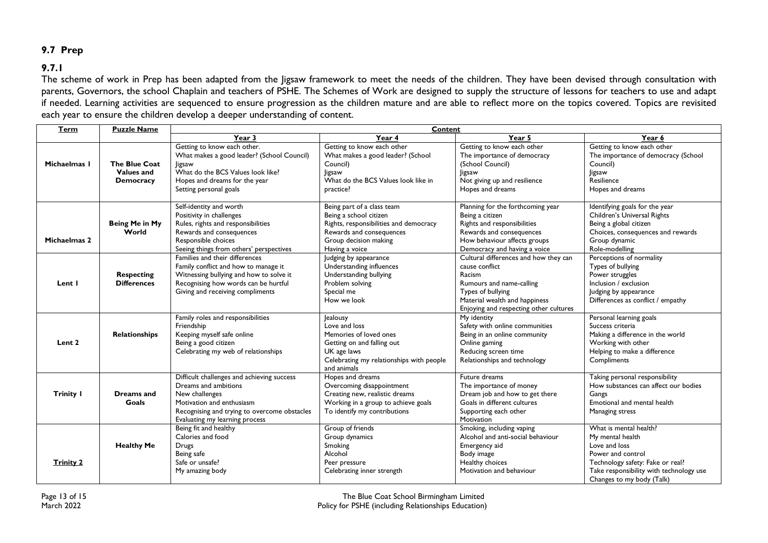## 9.7 Prep

### 9.7.1

The scheme of work in Prep has been adapted from the Jigsaw framework to meet the needs of the children. They have been devised through consultation with parents, Governors, the school Chaplain and teachers of PSHE. The Schemes of Work are designed to supply the structure of lessons for teachers to use and adapt if needed. Learning activities are sequenced to ensure progression as the children mature and are able to reflect more on the topics covered. Topics are revisited each year to ensure the children develop a deeper understanding of content.

| Term | Puzzle Name | Content | | | |
|---|---|---|---|---|---|
| | | Year 3 | Year 4 | Year 5 | Year 6 |
| Michaelmas 1 | The Blue Coat Values and Democracy | Getting to know each other.<br>What makes a good leader? (School Council)<br>Jigsaw<br>What do the BCS Values look like?<br>Hopes and dreams for the year<br>Setting personal goals | Getting to know each other<br>What makes a good leader? (School Council)<br>Jigsaw<br>What do the BCS Values look like in practice? | Getting to know each other<br>The importance of democracy (School Council)<br>Jigsaw<br>Not giving up and resilience<br>Hopes and dreams | Getting to know each other<br>The importance of democracy (School Council)<br>Jigsaw<br>Resilience<br>Hopes and dreams |
| Michaelmas 2 | Being Me in My World | Self-identity and worth<br>Positivity in challenges<br>Rules, rights and responsibilities<br>Rewards and consequences<br>Responsible choices<br>Seeing things from others' perspectives | Being part of a class team<br>Being a school citizen<br>Rights, responsibilities and democracy<br>Rewards and consequences<br>Group decision making<br>Having a voice | Planning for the forthcoming year<br>Being a citizen<br>Rights and responsibilities<br>Rewards and consequences<br>How behaviour affects groups<br>Democracy and having a voice | Identifying goals for the year<br>Children's Universal Rights<br>Being a global citizen<br>Choices, consequences and rewards<br>Group dynamic<br>Role-modelling |
| Lent 1 | Respecting Differences | Families and their differences<br>Family conflict and how to manage it<br>Witnessing bullying and how to solve it<br>Recognising how words can be hurtful<br>Giving and receiving compliments | Judging by appearance<br>Understanding influences<br>Understanding bullying<br>Problem solving<br>Special me<br>How we look | Cultural differences and how they can cause conflict<br>Racism<br>Rumours and name-calling<br>Types of bullying<br>Material wealth and happiness<br>Enjoying and respecting other cultures | Perceptions of normality<br>Types of bullying<br>Power struggles<br>Inclusion / exclusion<br>Judging by appearance<br>Differences as conflict / empathy |
| Lent 2 | Relationships | Family roles and responsibilities<br>Friendship<br>Keeping myself safe online<br>Being a good citizen<br>Celebrating my web of relationships | Jealousy<br>Love and loss<br>Memories of loved ones<br>Getting on and falling out<br>UK age laws<br>Celebrating my relationships with people and animals | My identity<br>Safety with online communities<br>Being in an online community<br>Online gaming<br>Reducing screen time<br>Relationships and technology | Personal learning goals<br>Success criteria<br>Making a difference in the world<br>Working with other<br>Helping to make a difference<br>Compliments |
| Trinity 1 | Dreams and Goals | Difficult challenges and achieving success<br>Dreams and ambitions<br>New challenges<br>Motivation and enthusiasm<br>Recognising and trying to overcome obstacles<br>Evaluating my learning process | Hopes and dreams<br>Overcoming disappointment<br>Creating new, realistic dreams<br>Working in a group to achieve goals<br>To identify my contributions | Future dreams<br>The importance of money<br>Dream job and how to get there<br>Goals in different cultures<br>Supporting each other<br>Motivation | Taking personal responsibility<br>How substances can affect our bodies<br>Gangs<br>Emotional and mental health<br>Managing stress |
| Trinity 2 | Healthy Me | Being fit and healthy<br>Calories and food<br>Drugs<br>Being safe<br>Safe or unsafe?<br>My amazing body | Group of friends<br>Group dynamics<br>Smoking<br>Alcohol<br>Peer pressure<br>Celebrating inner strength | Smoking, including vaping<br>Alcohol and anti-social behaviour<br>Emergency aid<br>Body image<br>Healthy choices<br>Motivation and behaviour | What is mental health?<br>My mental health<br>Love and loss<br>Power and control<br>Technology safety: Fake or real?<br>Take responsibility with technology use<br>Changes to my body (Talk) |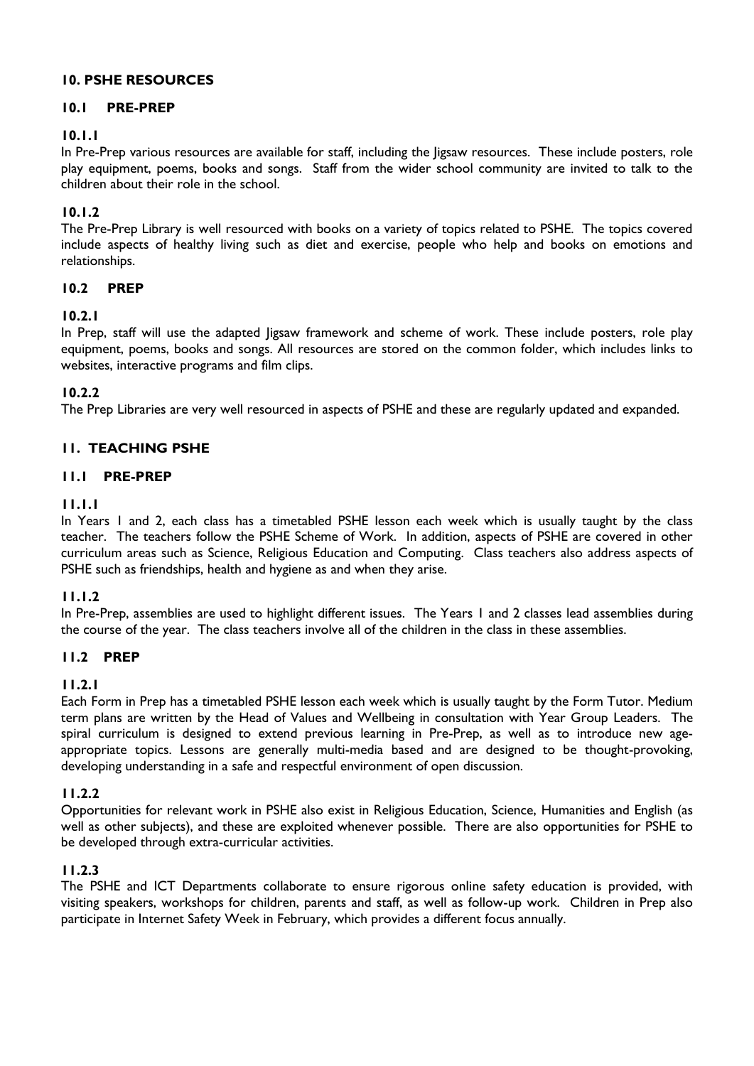## 10. PSHE RESOURCES

### 10.1 PRE-PREP

#### 10.1.1

In Pre-Prep various resources are available for staff, including the Jigsaw resources. These include posters, role play equipment, poems, books and songs. Staff from the wider school community are invited to talk to the children about their role in the school.

#### 10.1.2

The Pre-Prep Library is well resourced with books on a variety of topics related to PSHE. The topics covered include aspects of healthy living such as diet and exercise, people who help and books on emotions and relationships.

### 10.2 PREP

#### 10.2.1

In Prep, staff will use the adapted Jigsaw framework and scheme of work. These include posters, role play equipment, poems, books and songs. All resources are stored on the common folder, which includes links to websites, interactive programs and film clips.

#### 10.2.2

The Prep Libraries are very well resourced in aspects of PSHE and these are regularly updated and expanded.

## 11. TEACHING PSHE

### 11.1 PRE-PREP

#### 11.1.1

In Years 1 and 2, each class has a timetabled PSHE lesson each week which is usually taught by the class teacher. The teachers follow the PSHE Scheme of Work. In addition, aspects of PSHE are covered in other curriculum areas such as Science, Religious Education and Computing. Class teachers also address aspects of PSHE such as friendships, health and hygiene as and when they arise.

#### 11.1.2

In Pre-Prep, assemblies are used to highlight different issues. The Years 1 and 2 classes lead assemblies during the course of the year. The class teachers involve all of the children in the class in these assemblies.

### 11.2 PREP

#### 11.2.1

Each Form in Prep has a timetabled PSHE lesson each week which is usually taught by the Form Tutor. Medium term plans are written by the Head of Values and Wellbeing in consultation with Year Group Leaders. The spiral curriculum is designed to extend previous learning in Pre-Prep, as well as to introduce new age-appropriate topics. Lessons are generally multi-media based and are designed to be thought-provoking, developing understanding in a safe and respectful environment of open discussion.

#### 11.2.2

Opportunities for relevant work in PSHE also exist in Religious Education, Science, Humanities and English (as well as other subjects), and these are exploited whenever possible. There are also opportunities for PSHE to be developed through extra-curricular activities.

#### 11.2.3

The PSHE and ICT Departments collaborate to ensure rigorous online safety education is provided, with visiting speakers, workshops for children, parents and staff, as well as follow-up work. Children in Prep also participate in Internet Safety Week in February, which provides a different focus annually.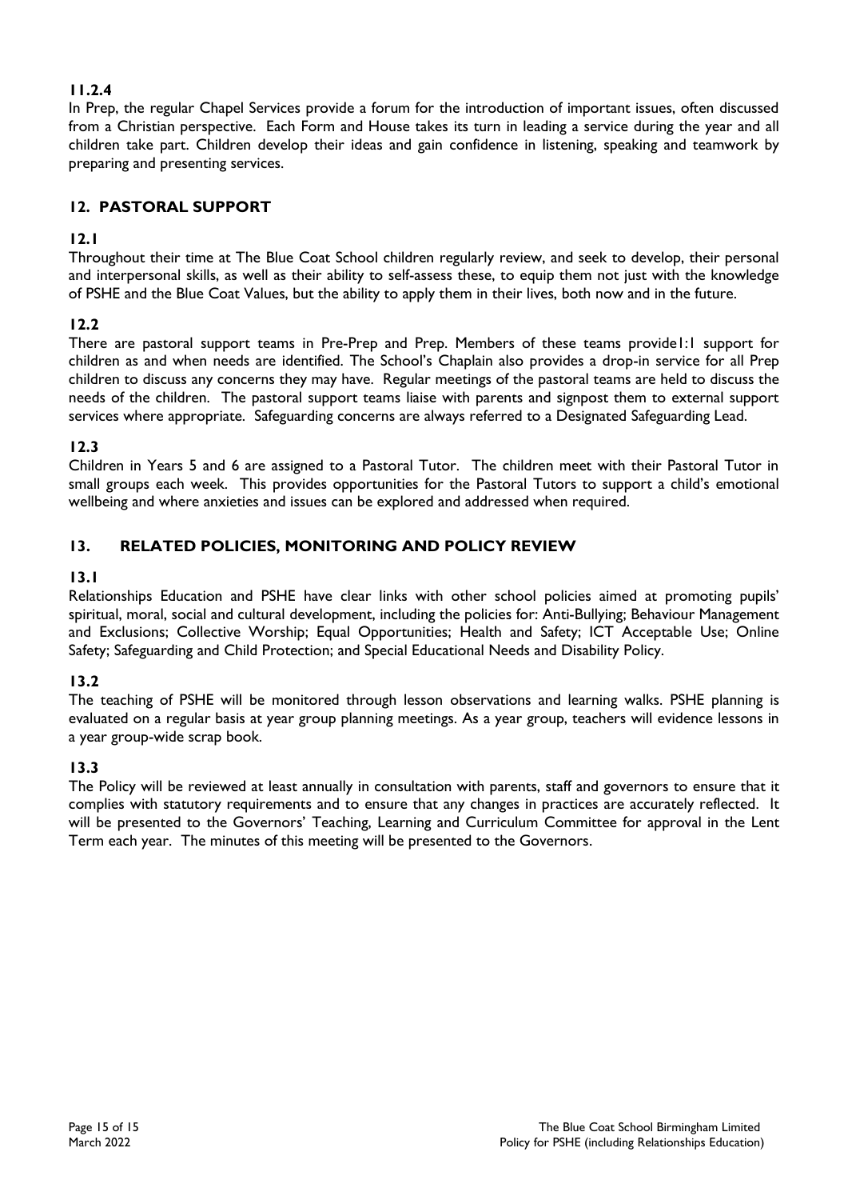**11.2.4**

In Prep, the regular Chapel Services provide a forum for the introduction of important issues, often discussed from a Christian perspective. Each Form and House takes its turn in leading a service during the year and all children take part. Children develop their ideas and gain confidence in listening, speaking and teamwork by preparing and presenting services.

## 12. PASTORAL SUPPORT

**12.1**

Throughout their time at The Blue Coat School children regularly review, and seek to develop, their personal and interpersonal skills, as well as their ability to self-assess these, to equip them not just with the knowledge of PSHE and the Blue Coat Values, but the ability to apply them in their lives, both now and in the future.

**12.2**

There are pastoral support teams in Pre-Prep and Prep. Members of these teams provide1:1 support for children as and when needs are identified. The School's Chaplain also provides a drop-in service for all Prep children to discuss any concerns they may have. Regular meetings of the pastoral teams are held to discuss the needs of the children. The pastoral support teams liaise with parents and signpost them to external support services where appropriate. Safeguarding concerns are always referred to a Designated Safeguarding Lead.

**12.3**

Children in Years 5 and 6 are assigned to a Pastoral Tutor. The children meet with their Pastoral Tutor in small groups each week. This provides opportunities for the Pastoral Tutors to support a child's emotional wellbeing and where anxieties and issues can be explored and addressed when required.

## 13. RELATED POLICIES, MONITORING AND POLICY REVIEW

**13.1**

Relationships Education and PSHE have clear links with other school policies aimed at promoting pupils' spiritual, moral, social and cultural development, including the policies for: Anti-Bullying; Behaviour Management and Exclusions; Collective Worship; Equal Opportunities; Health and Safety; ICT Acceptable Use; Online Safety; Safeguarding and Child Protection; and Special Educational Needs and Disability Policy.

**13.2**

The teaching of PSHE will be monitored through lesson observations and learning walks. PSHE planning is evaluated on a regular basis at year group planning meetings. As a year group, teachers will evidence lessons in a year group-wide scrap book.

**13.3**

The Policy will be reviewed at least annually in consultation with parents, staff and governors to ensure that it complies with statutory requirements and to ensure that any changes in practices are accurately reflected. It will be presented to the Governors' Teaching, Learning and Curriculum Committee for approval in the Lent Term each year. The minutes of this meeting will be presented to the Governors.